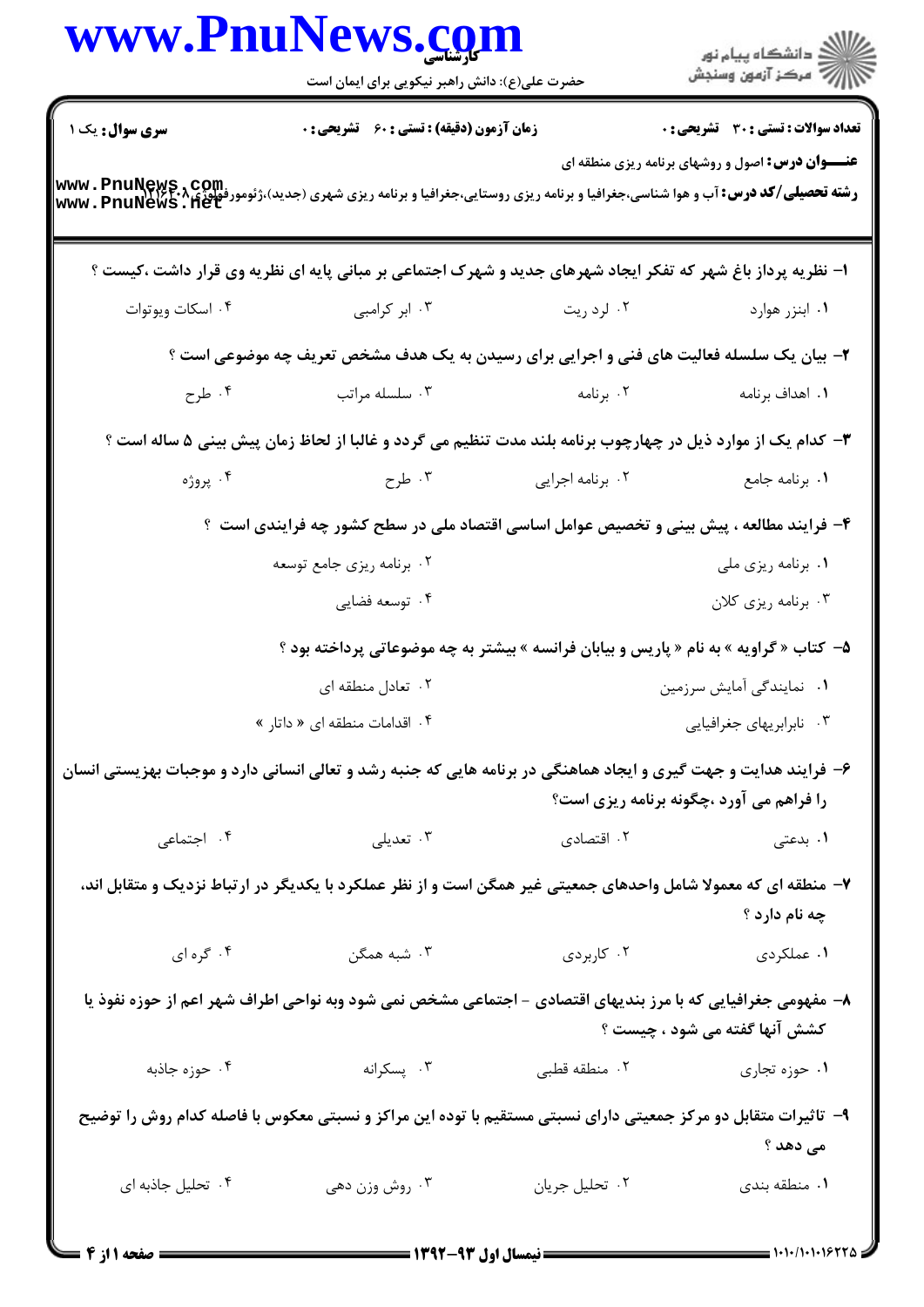**سری سوال:** یک ۱

**زمان آزمون (دقیقه) : تستی : ۶۰ تشریحی : ۰**

**تعداد سوالات : تستی : ۳۰ تشریحی : ۰**

**عنـــوان درس:** اصول و روشهای برنامه ریزی منطقه ای

**رشته تحصیلی/کد درس:** آب و هوا شناسی،جغرافیا و برنامه ریزی روستایی،جغرافیا و برنامه ریزی شهری (جدید)،ژئومورفولوژی ۱۲۱۶۲۰۸

۱- نظریه پرداز باغ شهر که تفکر ایجاد شهرهای جدید و شهرک اجتماعی بر مبانی پایه ای نظریه وی قرار داشت ،کیست ؟

۱. ابنزر هوارد
۲. لرد ریت
۳. ابر کرامبی
۴. اسکات ویوتوات

۲- بیان یک سلسله فعالیت های فنی و اجرایی برای رسیدن به یک هدف مشخص تعریف چه موضوعی است ؟

۱. اهداف برنامه
۲. برنامه
۳. سلسله مراتب
۴. طرح

۳- کدام یک از موارد ذیل در چهارچوب برنامه بلند مدت تنظیم می گردد و غالبا از لحاظ زمان پیش بینی ۵ ساله است ؟

۱. برنامه جامع
۲. برنامه اجرایی
۳. طرح
۴. پروژه

۴- فرایند مطالعه ، پیش بینی و تخصیص عوامل اساسی اقتصاد ملی در سطح کشور چه فرایندی است ؟

۱. برنامه ریزی ملی
۲. برنامه ریزی جامع توسعه
۳. برنامه ریزی کلان
۴. توسعه فضایی

۵- کتاب « گراویه » به نام « پاریس و بیابان فرانسه » بیشتر به چه موضوعاتی پرداخته بود ؟

۱. نمایندگی آمایش سرزمین
۲. تعادل منطقه ای
۳. نابرابریهای جغرافیایی
۴. اقدامات منطقه ای « داتار »

۶- فرایند هدایت و جهت گیری و ایجاد هماهنگی در برنامه هایی که جنبه رشد و تعالی انسانی دارد و موجبات بهزیستی انسان را فراهم می آورد ،چگونه برنامه ریزی است؟

۱. بدعتی
۲. اقتصادی
۳. تعدیلی
۴. اجتماعی

۷- منطقه ای که معمولا شامل واحدهای جمعیتی غیر همگن است و از نظر عملکرد با یکدیگر در ارتباط نزدیک و متقابل اند، چه نام دارد ؟

۱. عملکردی
۲. کاربردی
۳. شبه همگن
۴. گره ای

۸- مفهومی جغرافیایی که با مرز بندیهای اقتصادی - اجتماعی مشخص نمی شود وبه نواحی اطراف شهر اعم از حوزه نفوذ یا کشش آنها گفته می شود ، چیست ؟

۱. حوزه تجاری
۲. منطقه قطبی
۳. پسکرانه
۴. حوزه جاذبه

۹- تاثیرات متقابل دو مرکز جمعیتی دارای نسبتی مستقیم با توده این مراکز و نسبتی معکوس با فاصله کدام روش را توضیح می دهد ؟

۱. منطقه بندی
۲. تحلیل جریان
۳. روش وزن دهی
۴. تحلیل جاذبه ای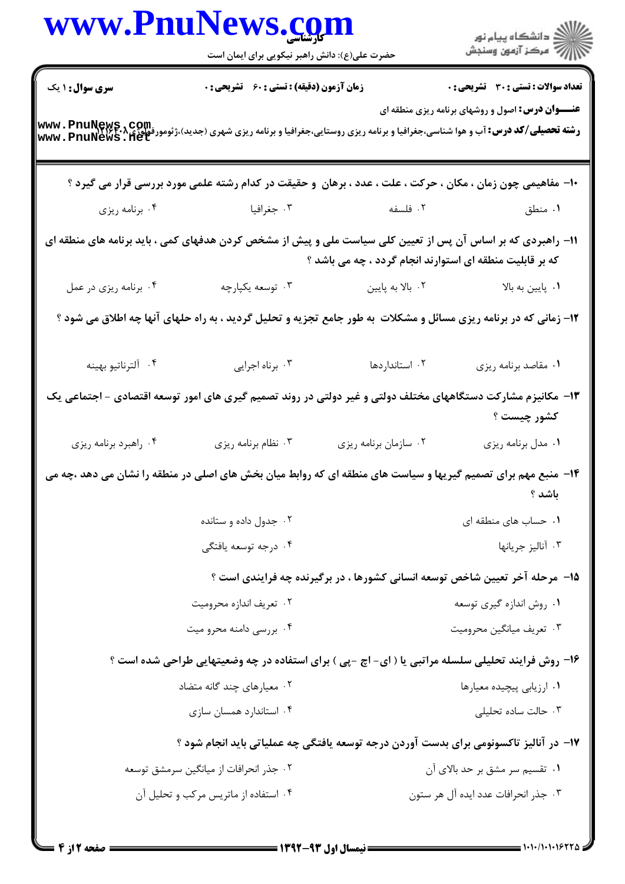سری سوال: ۱ یک | زمان آزمون (دقیقه): تستی: ۶۰ تشریحی: ۰ | تعداد سوالات: تستی: ۳۰ تشریحی: ۰

**عنـــوان درس:** اصول و روشهای برنامه ریزی منطقه ای

**رشته تحصیلی/کد درس:** آب و هوا شناسی،جغرافیا و برنامه ریزی روستایی،جغرافیا و برنامه ریزی شهری (جدید)،ژئومورفولوژی ۱۲۱۶۰۰۸

۱۰- مفاهیمی چون زمان ، مکان ، حرکت ، علت ، عدد ، برهان و حقیقت در کدام رشته علمی مورد بررسی قرار می گیرد ؟

۱. منطق
۲. فلسفه
۳. جغرافیا
۴. برنامه ریزی

۱۱- راهبردی که بر اساس آن پس از تعیین کلی سیاست ملی و پیش از مشخص کردن هدفهای کمی ، باید برنامه های منطقه ای که بر قابلیت منطقه ای استوارند انجام گردد ، چه می باشد ؟

۱. پایین به بالا
۲. بالا به پایین
۳. توسعه یکپارچه
۴. برنامه ریزی در عمل

۱۲- زمانی که در برنامه ریزی مسائل و مشکلات به طور جامع تجزیه و تحلیل گردید ، به راه حلهای آنها چه اطلاق می شود ؟

۱. مقاصد برنامه ریزی
۲. استانداردها
۳. برناه اجرایی
۴. آلترناتیو بهینه

۱۳- مکانیزم مشارکت دستگاههای مختلف دولتی و غیر دولتی در روند تصمیم گیری های امور توسعه اقتصادی - اجتماعی یک کشور چیست ؟

۱. مدل برنامه ریزی
۲. سازمان برنامه ریزی
۳. نظام برنامه ریزی
۴. راهبرد برنامه ریزی

۱۴- منبع مهم برای تصمیم گیریها و سیاست های منطقه ای که روابط میان بخش های اصلی در منطقه را نشان می دهد ،چه می باشد ؟

۱. حساب های منطقه ای
۲. جدول داده و ستانده
۳. آنالیز جریانها
۴. درجه توسعه یافتگی

۱۵- مرحله آخر تعیین شاخص توسعه انسانی کشورها ، در برگیرنده چه فرایندی است ؟

۱. روش اندازه گیری توسعه
۲. تعریف اندازه محرومیت
۳. تعریف میانگین محرومیت
۴. بررسی دامنه محرو میت

۱۶- روش فرایند تحلیلی سلسله مراتبی یا ( ای- اچ -پی ) برای استفاده در چه وضعیتهایی طراحی شده است ؟

۱. ارزیابی پیچیده معیارها
۲. معیارهای چند گانه متضاد
۳. حالت ساده تحلیلی
۴. استاندارد همسان سازی

۱۷- در آنالیز تاکسونومی برای بدست آوردن درجه توسعه یافتگی چه عملیاتی باید انجام شود ؟

۱. تقسیم سر مشق بر حد بالای آن
۲. جذر انحرافات از میانگین سرمشق توسعه
۳. جذر انحرافات عدد ایده آل هر ستون
۴. استفاده از ماتریس مرکب و تحلیل آن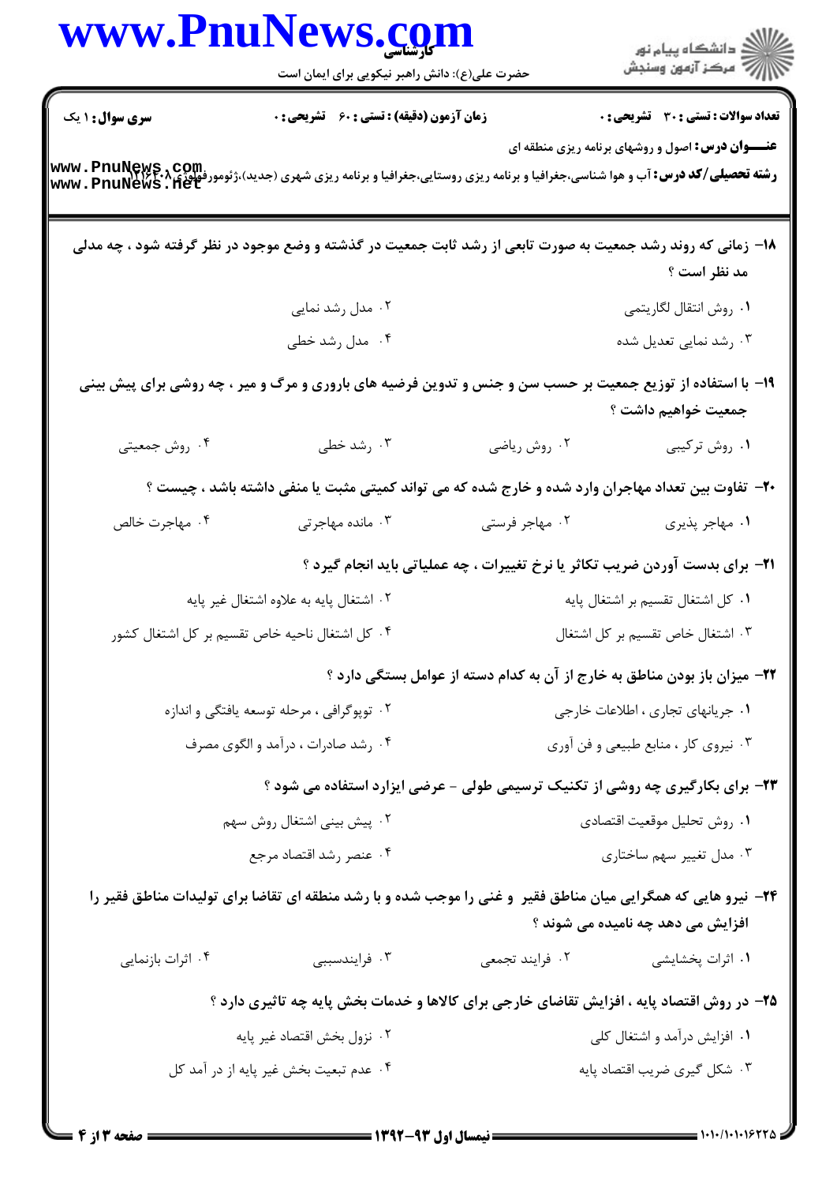**سری سوال:** ۱ یک | **زمان آزمون (دقیقه) : تستی :** ۶۰ **تشریحی :** ۰ | **تعداد سوالات : تستی :** ۳۰ **تشریحی :** ۰

**عنـــوان درس:** اصول و روشهای برنامه ریزی منطقه ای

**رشته تحصیلی/کد درس:** آب و هوا شناسی،جغرافیا و برنامه ریزی روستایی،جغرافیا و برنامه ریزی شهری (جدید)،ژئومورفولوژی ۱۲۱۶۲۰۸

۱۸- زمانی که روند رشد جمعیت به صورت تابعی از رشد ثابت جمعیت در گذشته و وضع موجود در نظر گرفته شود ، چه مدلی مد نظر است ؟

۱. روش انتقال لگاریتمی
۲. مدل رشد نمایی
۳. رشد نمایی تعدیل شده
۴. مدل رشد خطی

۱۹- با استفاده از توزیع جمعیت بر حسب سن و جنس و تدوین فرضیه های باروری و مرگ و میر ، چه روشی برای پیش بینی جمعیت خواهیم داشت ؟

۱. روش ترکیبی
۲. روش ریاضی
۳. رشد خطی
۴. روش جمعیتی

۲۰- تفاوت بین تعداد مهاجران وارد شده و خارج شده که می تواند کمیتی مثبت یا منفی داشته باشد ، چیست ؟

۱. مهاجر پذیری
۲. مهاجر فرستی
۳. مانده مهاجرتی
۴. مهاجرت خالص

۲۱- برای بدست آوردن ضریب تکاثر یا نرخ تغییرات ، چه عملیاتی باید انجام گیرد ؟

۱. کل اشتغال تقسیم بر اشتغال پایه
۲. اشتغال پایه به علاوه اشتغال غیر پایه
۳. اشتغال خاص تقسیم بر کل اشتغال
۴. کل اشتغال ناحیه خاص تقسیم بر کل اشتغال کشور

۲۲- میزان باز بودن مناطق به خارج از آن به کدام دسته از عوامل بستگی دارد ؟

۱. جریانهای تجاری ، اطلاعات خارجی
۲. توپوگرافی ، مرحله توسعه یافتگی و اندازه
۳. نیروی کار ، منابع طبیعی و فن آوری
۴. رشد صادرات ، درآمد و الگوی مصرف

۲۳- برای بکارگیری چه روشی از تکنیک ترسیمی طولی - عرضی ایزارد استفاده می شود ؟

۱. روش تحلیل موقعیت اقتصادی
۲. پیش بینی اشتغال روش سهم
۳. مدل تغییر سهم ساختاری
۴. عنصر رشد اقتصاد مرجع

۲۴- نیرو هایی که همگرایی میان مناطق فقیر و غنی را موجب شده و با رشد منطقه ای تقاضا برای تولیدات مناطق فقیر را افزایش می دهد چه نامیده می شوند ؟

۱. اثرات پخشایشی
۲. فرایند تجمعی
۳. فرایندسببی
۴. اثرات بازنمایی

۲۵- در روش اقتصاد پایه ، افزایش تقاضای خارجی برای کالاها و خدمات بخش پایه چه تاثیری دارد ؟

۱. افزایش درآمد و اشتغال کلی
۲. نزول بخش اقتصاد غیر پایه
۳. شکل گیری ضریب اقتصاد پایه
۴. عدم تبعیت بخش غیر پایه از در آمد کل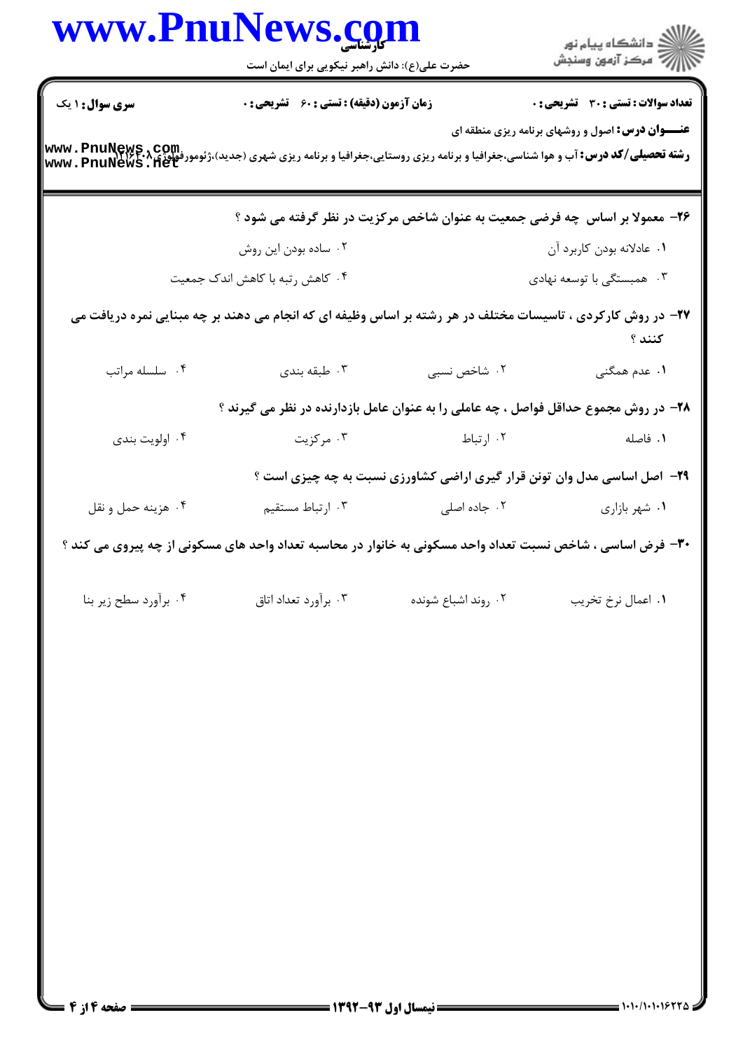**سری سوال:** ۱ یک

**زمان آزمون (دقیقه) : تستی :** ۶۰ **تشریحی :** ۰

**تعداد سوالات : تستی :** ۳۰ **تشریحی :** ۰

**عنـــوان درس:** اصول و روشهای برنامه ریزی منطقه ای

**رشته تحصیلی/کد درس:** آب و هوا شناسی،جغرافیا و برنامه ریزی روستایی،جغرافیا و برنامه ریزی شهری (جدید)،ژئومورفولوژی ۱۲۱۶۲۰۸

**۲۶- معمولا بر اساس چه فرضی جمعیت به عنوان شاخص مرکزیت در نظر گرفته می شود ؟**

۱. عادلانه بودن کاربرد آن

۲. ساده بودن این روش

۳. همبستگی با توسعه نهادی

۴. کاهش رتبه با کاهش اندک جمعیت

**۲۷- در روش کارکردی ، تاسیسات مختلف در هر رشته بر اساس وظیفه ای که انجام می دهند بر چه مبنایی نمره دریافت می کنند ؟**

۱. عدم همگنی

۲. شاخص نسبی

۳. طبقه بندی

۴. سلسله مراتب

**۲۸- در روش مجموع حداقل فواصل ، چه عاملی را به عنوان عامل بازدارنده در نظر می گیرند ؟**

۱. فاصله

۲. ارتباط

۳. مرکزیت

۴. اولویت بندی

**۲۹- اصل اساسی مدل وان تونن قرار گیری اراضی کشاورزی نسبت به چه چیزی است ؟**

۱. شهر بازاری

۲. جاده اصلی

۳. ارتباط مستقیم

۴. هزینه حمل و نقل

**۳۰- فرض اساسی ، شاخص نسبت تعداد واحد مسکونی به خانوار در محاسبه تعداد واحد های مسکونی از چه پیروی می کند ؟**

۱. اعمال نرخ تخریب

۲. روند اشباع شونده

۳. برآورد تعداد اتاق

۴. برآورد سطح زیر بنا